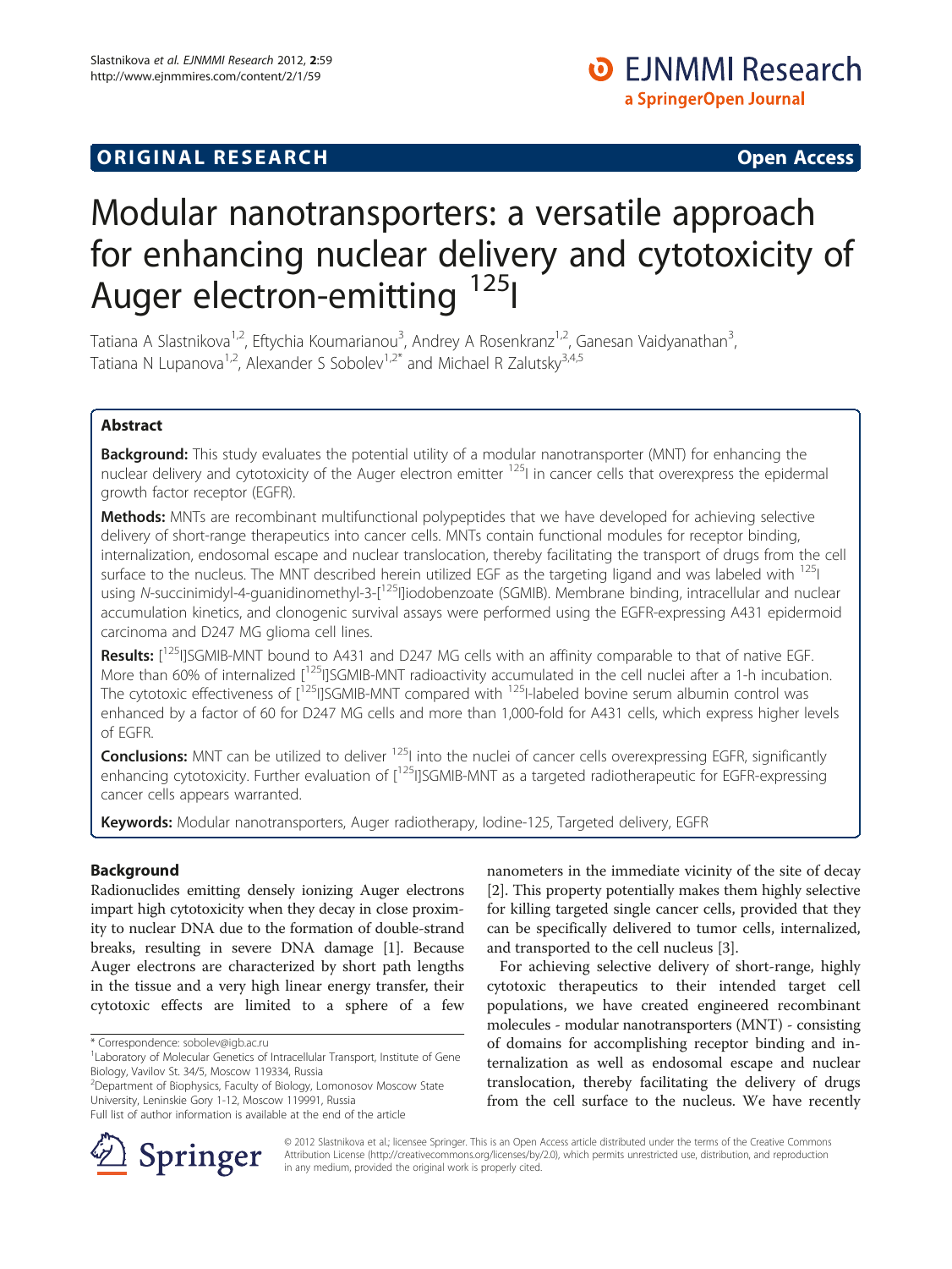**ORIGINAL RESEARCH** **Open Access**

# Modular nanotransporters: a versatile approach for enhancing nuclear delivery and cytotoxicity of Auger electron-emitting $^{125}$I

Tatiana A Slastnikova[1,2], Eftychia Koumarianou[3], Andrey A Rosenkranz[1,2], Ganesan Vaidyanathan[3], Tatiana N Lupanova[1,2], Alexander S Sobolev[1,2*] and Michael R Zalutsky[3,4,5]

## Abstract

**Background:** This study evaluates the potential utility of a modular nanotransporter (MNT) for enhancing the nuclear delivery and cytotoxicity of the Auger electron emitter $^{125}$I in cancer cells that overexpress the epidermal growth factor receptor (EGFR).

**Methods:** MNTs are recombinant multifunctional polypeptides that we have developed for achieving selective delivery of short-range therapeutics into cancer cells. MNTs contain functional modules for receptor binding, internalization, endosomal escape and nuclear translocation, thereby facilitating the transport of drugs from the cell surface to the nucleus. The MNT described herein utilized EGF as the targeting ligand and was labeled with $^{125}$I using *N*-succinimidyl-4-guanidinomethyl-3-[$^{125}$I]iodobenzoate (SGMIB). Membrane binding, intracellular and nuclear accumulation kinetics, and clonogenic survival assays were performed using the EGFR-expressing A431 epidermoid carcinoma and D247 MG glioma cell lines.

**Results:** [$^{125}$I]SGMIB-MNT bound to A431 and D247 MG cells with an affinity comparable to that of native EGF. More than 60% of internalized [$^{125}$I]SGMIB-MNT radioactivity accumulated in the cell nuclei after a 1-h incubation. The cytotoxic effectiveness of [$^{125}$I]SGMIB-MNT compared with $^{125}$I-labeled bovine serum albumin control was enhanced by a factor of 60 for D247 MG cells and more than 1,000-fold for A431 cells, which express higher levels of EGFR.

**Conclusions:** MNT can be utilized to deliver $^{125}$I into the nuclei of cancer cells overexpressing EGFR, significantly enhancing cytotoxicity. Further evaluation of [$^{125}$I]SGMIB-MNT as a targeted radiotherapeutic for EGFR-expressing cancer cells appears warranted.

**Keywords:** Modular nanotransporters, Auger radiotherapy, Iodine-125, Targeted delivery, EGFR

## Background

Radionuclides emitting densely ionizing Auger electrons impart high cytotoxicity when they decay in close proximity to nuclear DNA due to the formation of double-strand breaks, resulting in severe DNA damage [1]. Because Auger electrons are characterized by short path lengths in the tissue and a very high linear energy transfer, their cytotoxic effects are limited to a sphere of a few nanometers in the immediate vicinity of the site of decay [2]. This property potentially makes them highly selective for killing targeted single cancer cells, provided that they can be specifically delivered to tumor cells, internalized, and transported to the cell nucleus [3].

For achieving selective delivery of short-range, highly cytotoxic therapeutics to their intended target cell populations, we have created engineered recombinant molecules - modular nanotransporters (MNT) - consisting of domains for accomplishing receptor binding and internalization as well as endosomal escape and nuclear translocation, thereby facilitating the delivery of drugs from the cell surface to the nucleus. We have recently

\* Correspondence: sobolev@igb.ac.ru

[1]Laboratory of Molecular Genetics of Intracellular Transport, Institute of Gene Biology, Vavilov St. 34/5, Moscow 119334, Russia

[2]Department of Biophysics, Faculty of Biology, Lomonosov Moscow State University, Leninskie Gory 1-12, Moscow 119991, Russia

Full list of author information is available at the end of the article

© 2012 Slastnikova et al.; licensee Springer. This is an Open Access article distributed under the terms of the Creative Commons Attribution License (http://creativecommons.org/licenses/by/2.0), which permits unrestricted use, distribution, and reproduction in any medium, provided the original work is properly cited.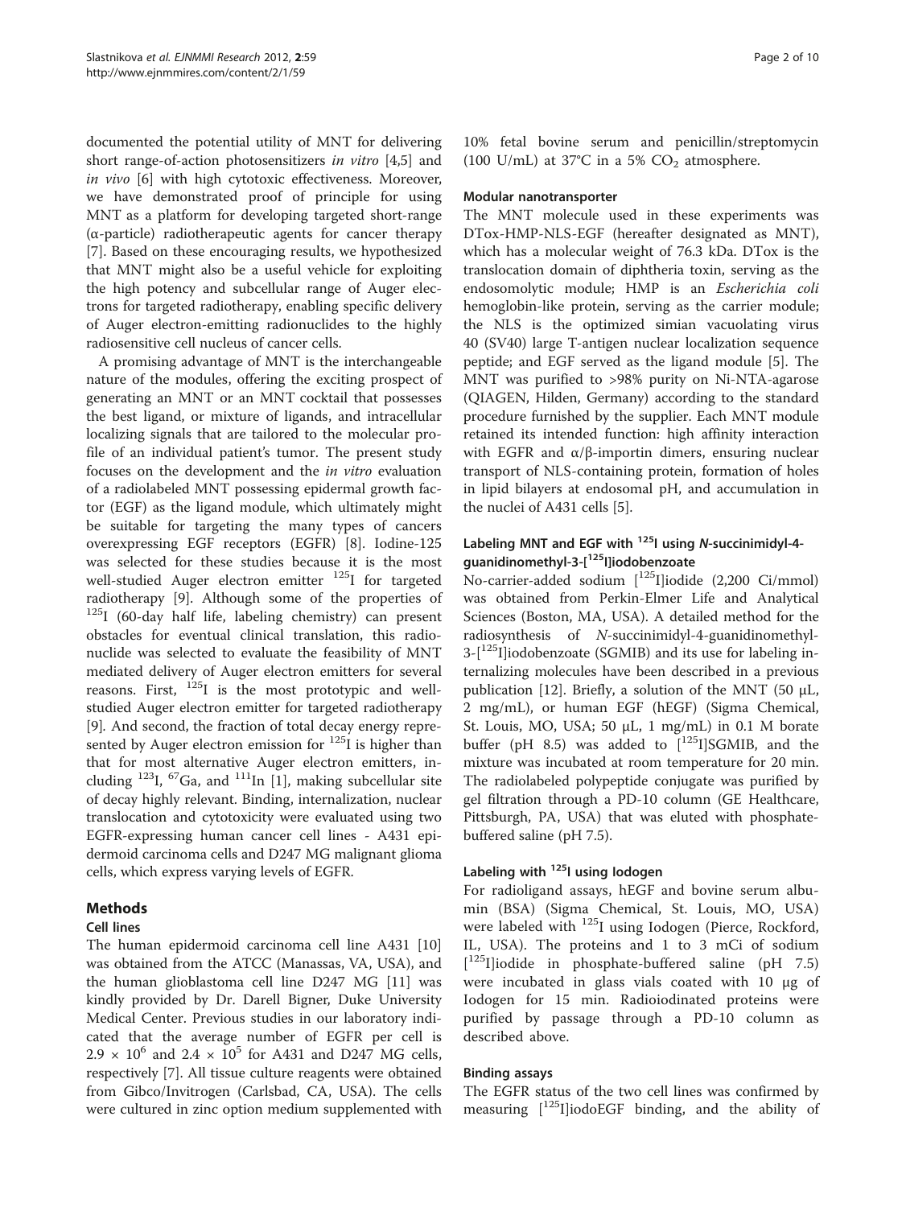documented the potential utility of MNT for delivering short range-of-action photosensitizers *in vitro* [4,5] and *in vivo* [6] with high cytotoxic effectiveness. Moreover, we have demonstrated proof of principle for using MNT as a platform for developing targeted short-range (α-particle) radiotherapeutic agents for cancer therapy [7]. Based on these encouraging results, we hypothesized that MNT might also be a useful vehicle for exploiting the high potency and subcellular range of Auger electrons for targeted radiotherapy, enabling specific delivery of Auger electron-emitting radionuclides to the highly radiosensitive cell nucleus of cancer cells.

A promising advantage of MNT is the interchangeable nature of the modules, offering the exciting prospect of generating an MNT or an MNT cocktail that possesses the best ligand, or mixture of ligands, and intracellular localizing signals that are tailored to the molecular profile of an individual patient's tumor. The present study focuses on the development and the *in vitro* evaluation of a radiolabeled MNT possessing epidermal growth factor (EGF) as the ligand module, which ultimately might be suitable for targeting the many types of cancers overexpressing EGF receptors (EGFR) [8]. Iodine-125 was selected for these studies because it is the most well-studied Auger electron emitter $^{125}$I for targeted radiotherapy [9]. Although some of the properties of $^{125}$I (60-day half life, labeling chemistry) can present obstacles for eventual clinical translation, this radionuclide was selected to evaluate the feasibility of MNT mediated delivery of Auger electron emitters for several reasons. First, $^{125}$I is the most prototypic and well-studied Auger electron emitter for targeted radiotherapy [9]. And second, the fraction of total decay energy represented by Auger electron emission for $^{125}$I is higher than that for most alternative Auger electron emitters, including $^{123}$I, $^{67}$Ga, and $^{111}$In [1], making subcellular site of decay highly relevant. Binding, internalization, nuclear translocation and cytotoxicity were evaluated using two EGFR-expressing human cancer cell lines - A431 epidermoid carcinoma cells and D247 MG malignant glioma cells, which express varying levels of EGFR.

## Methods

### Cell lines

The human epidermoid carcinoma cell line A431 [10] was obtained from the ATCC (Manassas, VA, USA), and the human glioblastoma cell line D247 MG [11] was kindly provided by Dr. Darell Bigner, Duke University Medical Center. Previous studies in our laboratory indicated that the average number of EGFR per cell is $2.9 \times 10^6$ and $2.4 \times 10^5$ for A431 and D247 MG cells, respectively [7]. All tissue culture reagents were obtained from Gibco/Invitrogen (Carlsbad, CA, USA). The cells were cultured in zinc option medium supplemented with 10% fetal bovine serum and penicillin/streptomycin (100 U/mL) at 37°C in a 5% $CO_2$ atmosphere.

### Modular nanotransporter

The MNT molecule used in these experiments was DTox-HMP-NLS-EGF (hereafter designated as MNT), which has a molecular weight of 76.3 kDa. DTox is the translocation domain of diphtheria toxin, serving as the endosomolytic module; HMP is an *Escherichia coli* hemoglobin-like protein, serving as the carrier module; the NLS is the optimized simian vacuolating virus 40 (SV40) large T-antigen nuclear localization sequence peptide; and EGF served as the ligand module [5]. The MNT was purified to >98% purity on Ni-NTA-agarose (QIAGEN, Hilden, Germany) according to the standard procedure furnished by the supplier. Each MNT module retained its intended function: high affinity interaction with EGFR and α/β-importin dimers, ensuring nuclear transport of NLS-containing protein, formation of holes in lipid bilayers at endosomal pH, and accumulation in the nuclei of A431 cells [5].

### Labeling MNT and EGF with $^{125}$I using *N*-succinimidyl-4-guanidinomethyl-3-[$^{125}$I]iodobenzoate

No-carrier-added sodium [$^{125}$I]iodide (2,200 Ci/mmol) was obtained from Perkin-Elmer Life and Analytical Sciences (Boston, MA, USA). A detailed method for the radiosynthesis of *N*-succinimidyl-4-guanidinomethyl-3-[$^{125}$I]iodobenzoate (SGMIB) and its use for labeling internalizing molecules have been described in a previous publication [12]. Briefly, a solution of the MNT (50 μL, 2 mg/mL), or human EGF (hEGF) (Sigma Chemical, St. Louis, MO, USA; 50 μL, 1 mg/mL) in 0.1 M borate buffer (pH 8.5) was added to [$^{125}$I]SGMIB, and the mixture was incubated at room temperature for 20 min. The radiolabeled polypeptide conjugate was purified by gel filtration through a PD-10 column (GE Healthcare, Pittsburgh, PA, USA) that was eluted with phosphate-buffered saline (pH 7.5).

### Labeling with $^{125}$I using Iodogen

For radioligand assays, hEGF and bovine serum albumin (BSA) (Sigma Chemical, St. Louis, MO, USA) were labeled with $^{125}$I using Iodogen (Pierce, Rockford, IL, USA). The proteins and 1 to 3 mCi of sodium [$^{125}$I]iodide in phosphate-buffered saline (pH 7.5) were incubated in glass vials coated with 10 μg of Iodogen for 15 min. Radioiodinated proteins were purified by passage through a PD-10 column as described above.

### Binding assays

The EGFR status of the two cell lines was confirmed by measuring [$^{125}$I]iodoEGF binding, and the ability of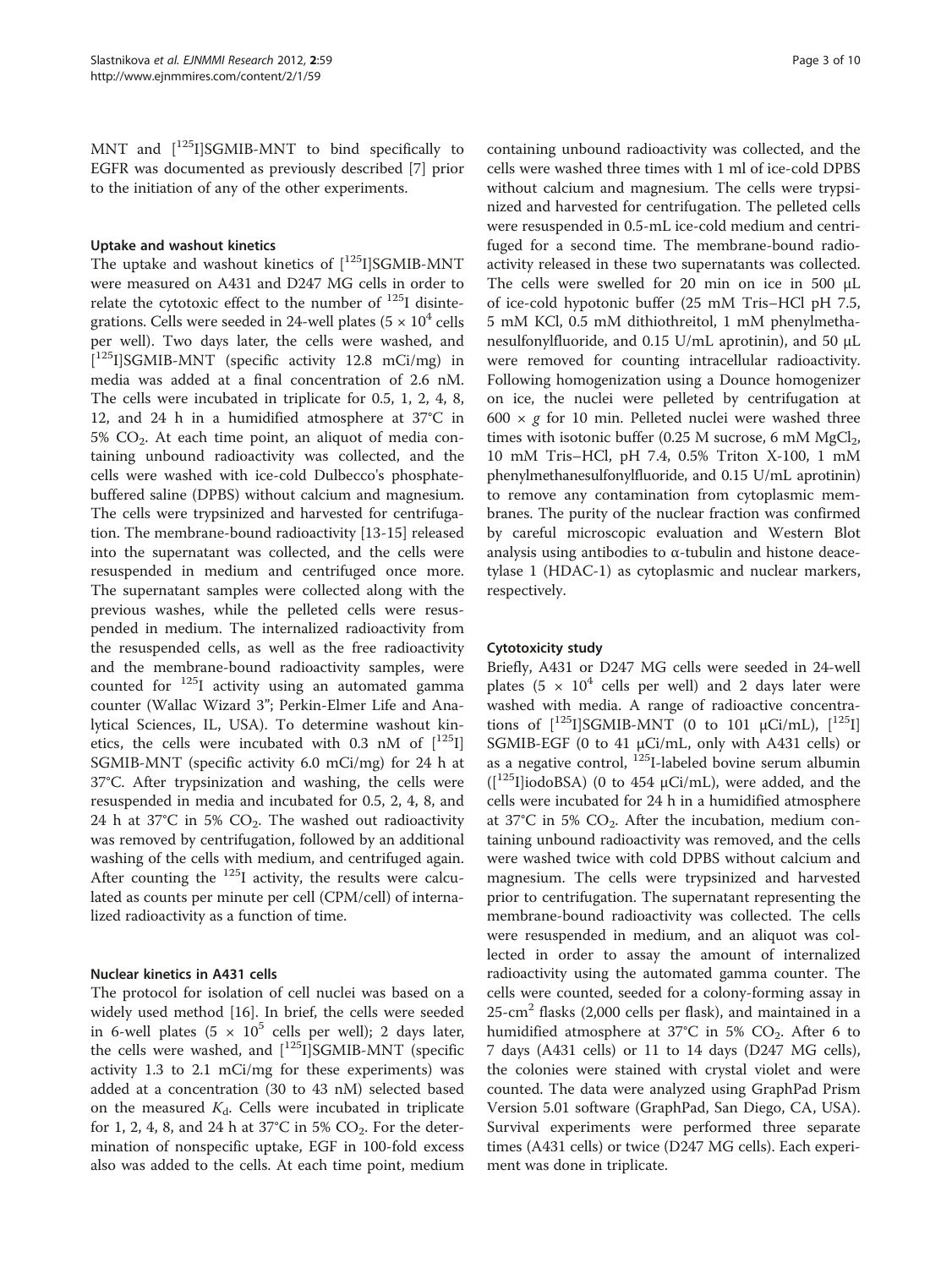MNT and [$^{125}$I]SGMIB-MNT to bind specifically to EGFR was documented as previously described [7] prior to the initiation of any of the other experiments.

### Uptake and washout kinetics

The uptake and washout kinetics of [$^{125}$I]SGMIB-MNT were measured on A431 and D247 MG cells in order to relate the cytotoxic effect to the number of $^{125}$I disintegrations. Cells were seeded in 24-well plates ($5 \times 10^4$ cells per well). Two days later, the cells were washed, and [$^{125}$I]SGMIB-MNT (specific activity 12.8 mCi/mg) in media was added at a final concentration of 2.6 nM. The cells were incubated in triplicate for 0.5, 1, 2, 4, 8, 12, and 24 h in a humidified atmosphere at 37°C in 5% $CO_2$. At each time point, an aliquot of media containing unbound radioactivity was collected, and the cells were washed with ice-cold Dulbecco's phosphate-buffered saline (DPBS) without calcium and magnesium. The cells were trypsinized and harvested for centrifugation. The membrane-bound radioactivity [13-15] released into the supernatant was collected, and the cells were resuspended in medium and centrifuged once more. The supernatant samples were collected along with the previous washes, while the pelleted cells were resuspended in medium. The internalized radioactivity from the resuspended cells, as well as the free radioactivity and the membrane-bound radioactivity samples, were counted for $^{125}$I activity using an automated gamma counter (Wallac Wizard 3"; Perkin-Elmer Life and Analytical Sciences, IL, USA). To determine washout kinetics, the cells were incubated with 0.3 nM of [$^{125}$I]SGMIB-MNT (specific activity 6.0 mCi/mg) for 24 h at 37°C. After trypsinization and washing, the cells were resuspended in media and incubated for 0.5, 2, 4, 8, and 24 h at 37°C in 5% $CO_2$. The washed out radioactivity was removed by centrifugation, followed by an additional washing of the cells with medium, and centrifuged again. After counting the $^{125}$I activity, the results were calculated as counts per minute per cell (CPM/cell) of internalized radioactivity as a function of time.

### Nuclear kinetics in A431 cells

The protocol for isolation of cell nuclei was based on a widely used method [16]. In brief, the cells were seeded in 6-well plates ($5 \times 10^5$ cells per well); 2 days later, the cells were washed, and [$^{125}$I]SGMIB-MNT (specific activity 1.3 to 2.1 mCi/mg for these experiments) was added at a concentration (30 to 43 nM) selected based on the measured $K_d$. Cells were incubated in triplicate for 1, 2, 4, 8, and 24 h at 37°C in 5% $CO_2$. For the determination of nonspecific uptake, EGF in 100-fold excess also was added to the cells. At each time point, medium containing unbound radioactivity was collected, and the cells were washed three times with 1 ml of ice-cold DPBS without calcium and magnesium. The cells were trypsinized and harvested for centrifugation. The pelleted cells were resuspended in 0.5-mL ice-cold medium and centrifuged for a second time. The membrane-bound radioactivity released in these two supernatants was collected. The cells were swelled for 20 min on ice in 500 μL of ice-cold hypotonic buffer (25 mM Tris–HCl pH 7.5, 5 mM KCl, 0.5 mM dithiothreitol, 1 mM phenylmethanesulfonylfluoride, and 0.15 U/mL aprotinin), and 50 μL were removed for counting intracellular radioactivity. Following homogenization using a Dounce homogenizer on ice, the nuclei were pelleted by centrifugation at $600 \times g$ for 10 min. Pelleted nuclei were washed three times with isotonic buffer (0.25 M sucrose, 6 mM $MgCl_2$, 10 mM Tris–HCl, pH 7.4, 0.5% Triton X-100, 1 mM phenylmethanesulfonylfluoride, and 0.15 U/mL aprotinin) to remove any contamination from cytoplasmic membranes. The purity of the nuclear fraction was confirmed by careful microscopic evaluation and Western Blot analysis using antibodies to α-tubulin and histone deacetylase 1 (HDAC-1) as cytoplasmic and nuclear markers, respectively.

### Cytotoxicity study

Briefly, A431 or D247 MG cells were seeded in 24-well plates ($5 \times 10^4$ cells per well) and 2 days later were washed with media. A range of radioactive concentrations of [$^{125}$I]SGMIB-MNT (0 to 101 μCi/mL), [$^{125}$I]SGMIB-EGF (0 to 41 μCi/mL, only with A431 cells) or as a negative control, $^{125}$I-labeled bovine serum albumin ([$^{125}$I]iodoBSA) (0 to 454 μCi/mL), were added, and the cells were incubated for 24 h in a humidified atmosphere at 37°C in 5% $CO_2$. After the incubation, medium containing unbound radioactivity was removed, and the cells were washed twice with cold DPBS without calcium and magnesium. The cells were trypsinized and harvested prior to centrifugation. The supernatant representing the membrane-bound radioactivity was collected. The cells were resuspended in medium, and an aliquot was collected in order to assay the amount of internalized radioactivity using the automated gamma counter. The cells were counted, seeded for a colony-forming assay in 25-cm$^2$ flasks (2,000 cells per flask), and maintained in a humidified atmosphere at 37°C in 5% $CO_2$. After 6 to 7 days (A431 cells) or 11 to 14 days (D247 MG cells), the colonies were stained with crystal violet and were counted. The data were analyzed using GraphPad Prism Version 5.01 software (GraphPad, San Diego, CA, USA). Survival experiments were performed three separate times (A431 cells) or twice (D247 MG cells). Each experiment was done in triplicate.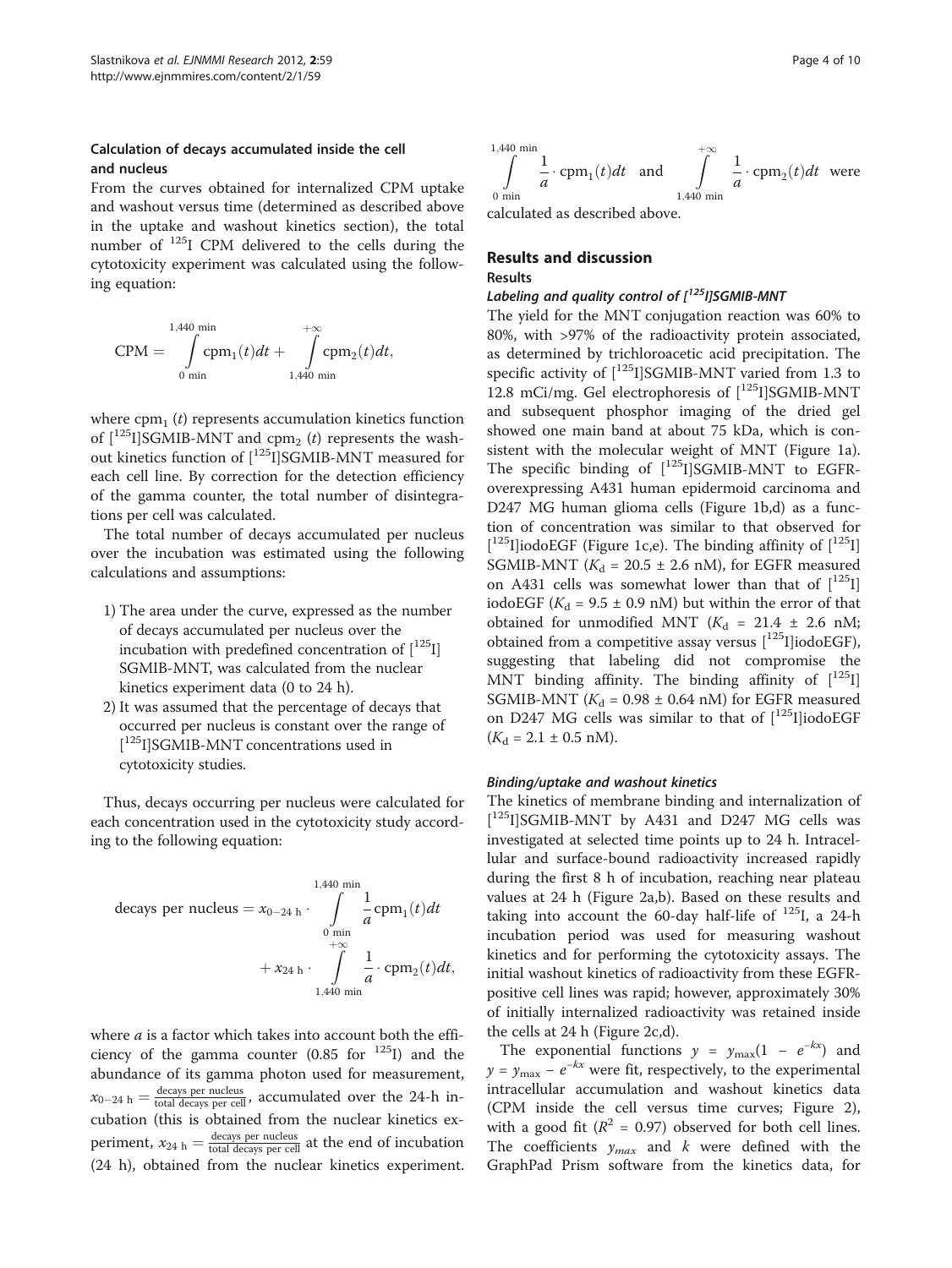### Calculation of decays accumulated inside the cell and nucleus

From the curves obtained for internalized CPM uptake and washout versus time (determined as described above in the uptake and washout kinetics section), the total number of $^{125}$I CPM delivered to the cells during the cytotoxicity experiment was calculated using the following equation:

$$\mathrm{CPM} = \int_{0\ \mathrm{min}}^{1{,}440\ \mathrm{min}} \mathrm{cpm}_1(t)dt + \int_{1{,}440\ \mathrm{min}}^{+\infty} \mathrm{cpm}_2(t)dt,$$

where $\mathrm{cpm}_1(t)$ represents accumulation kinetics function of [$^{125}$I]SGMIB-MNT and $\mathrm{cpm}_2(t)$ represents the washout kinetics function of [$^{125}$I]SGMIB-MNT measured for each cell line. By correction for the detection efficiency of the gamma counter, the total number of disintegrations per cell was calculated.

The total number of decays accumulated per nucleus over the incubation was estimated using the following calculations and assumptions:

1) The area under the curve, expressed as the number of decays accumulated per nucleus over the incubation with predefined concentration of [$^{125}$I]SGMIB-MNT, was calculated from the nuclear kinetics experiment data (0 to 24 h).
2) It was assumed that the percentage of decays that occurred per nucleus is constant over the range of [$^{125}$I]SGMIB-MNT concentrations used in cytotoxicity studies.

Thus, decays occurring per nucleus were calculated for each concentration used in the cytotoxicity study according to the following equation:

$$\text{decays per nucleus} = x_{0-24\ \mathrm{h}} \cdot \int_{0\ \mathrm{min}}^{1{,}440\ \mathrm{min}} \frac{1}{a}\mathrm{cpm}_1(t)dt + x_{24\ \mathrm{h}} \cdot \int_{1{,}440\ \mathrm{min}}^{+\infty} \frac{1}{a} \cdot \mathrm{cpm}_2(t)dt,$$

where $a$ is a factor which takes into account both the efficiency of the gamma counter (0.85 for $^{125}$I) and the abundance of its gamma photon used for measurement, $x_{0-24\ \mathrm{h}} = \frac{\text{decays per nucleus}}{\text{total decays per cell}}$, accumulated over the 24-h incubation (this is obtained from the nuclear kinetics experiment, $x_{24\ \mathrm{h}} = \frac{\text{decays per nucleus}}{\text{total decays per cell}}$ at the end of incubation (24 h), obtained from the nuclear kinetics experiment. $\int_{0\ \mathrm{min}}^{1{,}440\ \mathrm{min}} \frac{1}{a} \cdot \mathrm{cpm}_1(t)dt$ and $\int_{1{,}440\ \mathrm{min}}^{+\infty} \frac{1}{a} \cdot \mathrm{cpm}_2(t)dt$ were calculated as described above.

## Results and discussion

### Results

#### *Labeling and quality control of [$^{125}$I]SGMIB-MNT*

The yield for the MNT conjugation reaction was 60% to 80%, with >97% of the radioactivity protein associated, as determined by trichloroacetic acid precipitation. The specific activity of [$^{125}$I]SGMIB-MNT varied from 1.3 to 12.8 mCi/mg. Gel electrophoresis of [$^{125}$I]SGMIB-MNT and subsequent phosphor imaging of the dried gel showed one main band at about 75 kDa, which is consistent with the molecular weight of MNT (Figure 1a). The specific binding of [$^{125}$I]SGMIB-MNT to EGFR-overexpressing A431 human epidermoid carcinoma and D247 MG human glioma cells (Figure 1b,d) as a function of concentration was similar to that observed for [$^{125}$I]iodoEGF (Figure 1c,e). The binding affinity of [$^{125}$I]SGMIB-MNT ($K_d$ = 20.5 ± 2.6 nM), for EGFR measured on A431 cells was somewhat lower than that of [$^{125}$I]iodoEGF ($K_d$ = 9.5 ± 0.9 nM) but within the error of that obtained for unmodified MNT ($K_d$ = 21.4 ± 2.6 nM; obtained from a competitive assay versus [$^{125}$I]iodoEGF), suggesting that labeling did not compromise the MNT binding affinity. The binding affinity of [$^{125}$I]SGMIB-MNT ($K_d$ = 0.98 ± 0.64 nM) for EGFR measured on D247 MG cells was similar to that of [$^{125}$I]iodoEGF ($K_d$ = 2.1 ± 0.5 nM).

#### *Binding/uptake and washout kinetics*

The kinetics of membrane binding and internalization of [$^{125}$I]SGMIB-MNT by A431 and D247 MG cells was investigated at selected time points up to 24 h. Intracellular and surface-bound radioactivity increased rapidly during the first 8 h of incubation, reaching near plateau values at 24 h (Figure 2a,b). Based on these results and taking into account the 60-day half-life of $^{125}$I, a 24-h incubation period was used for measuring washout kinetics and for performing the cytotoxicity assays. The initial washout kinetics of radioactivity from these EGFR-positive cell lines was rapid; however, approximately 30% of initially internalized radioactivity was retained inside the cells at 24 h (Figure 2c,d).

The exponential functions $y = y_{max}(1 - e^{-kx})$ and $y = y_{max} - e^{-kx}$ were fit, respectively, to the experimental intracellular accumulation and washout kinetics data (CPM inside the cell versus time curves; Figure 2), with a good fit ($R^2$ = 0.97) observed for both cell lines. The coefficients $y_{max}$ and $k$ were defined with the GraphPad Prism software from the kinetics data, for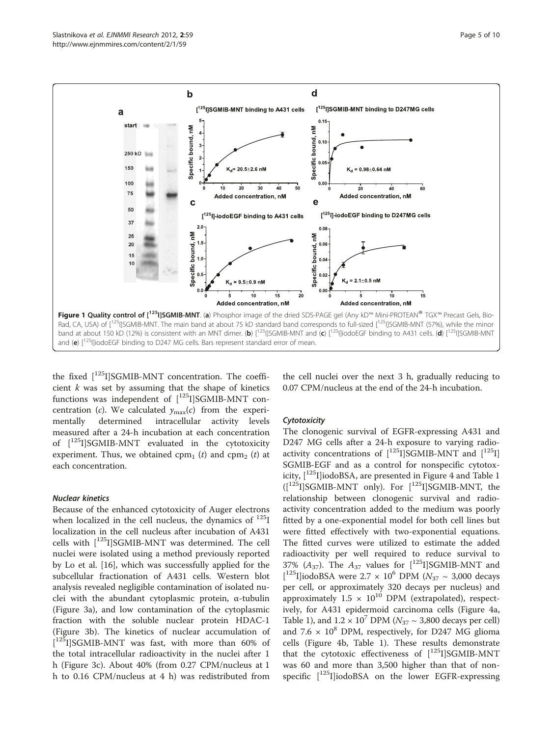**Figure 1 Quality control of [$^{125}$I]SGMIB-MNT.** (**a**) Phosphor image of the dried SDS-PAGE gel (Any kD™ Mini-PROTEAN® TGX™ Precast Gels, Bio-Rad, CA, USA) of [$^{125}$I]SGMIB-MNT. The main band at about 75 kD standard band corresponds to full-sized [$^{125}$I]SGMIB-MNT (57%), while the minor band at about 150 kD (12%) is consistent with an MNT dimer. (**b**) [$^{125}$I]SGMIB-MNT and (**c**) [$^{125}$I]iodoEGF binding to A431 cells. (**d**) [$^{125}$I]SGMIB-MNT and (**e**) [$^{125}$I]iodoEGF binding to D247 MG cells. Bars represent standard error of mean.

the fixed [$^{125}$I]SGMIB-MNT concentration. The coefficient $k$ was set by assuming that the shape of kinetics functions was independent of [$^{125}$I]SGMIB-MNT concentration ($c$). We calculated $y_{\max}(c)$ from the experimentally determined intracellular activity levels measured after a 24-h incubation at each concentration of [$^{125}$I]SGMIB-MNT evaluated in the cytotoxicity experiment. Thus, we obtained $\text{cpm}_1$ ($t$) and $\text{cpm}_2$ ($t$) at each concentration.

#### *Nuclear kinetics*

Because of the enhanced cytotoxicity of Auger electrons when localized in the cell nucleus, the dynamics of $^{125}$I localization in the cell nucleus after incubation of A431 cells with [$^{125}$I]SGMIB-MNT was determined. The cell nuclei were isolated using a method previously reported by Lo et al. [16], which was successfully applied for the subcellular fractionation of A431 cells. Western blot analysis revealed negligible contamination of isolated nuclei with the abundant cytoplasmic protein, α-tubulin (Figure 3a), and low contamination of the cytoplasmic fraction with the soluble nuclear protein HDAC-1 (Figure 3b). The kinetics of nuclear accumulation of [$^{125}$I]SGMIB-MNT was fast, with more than 60% of the total intracellular radioactivity in the nuclei after 1 h (Figure 3c). About 40% (from 0.27 CPM/nucleus at 1 h to 0.16 CPM/nucleus at 4 h) was redistributed from the cell nuclei over the next 3 h, gradually reducing to 0.07 CPM/nucleus at the end of the 24-h incubation.

#### *Cytotoxicity*

The clonogenic survival of EGFR-expressing A431 and D247 MG cells after a 24-h exposure to varying radioactivity concentrations of [$^{125}$I]SGMIB-MNT and [$^{125}$I]SGMIB-EGF and as a control for nonspecific cytotoxicity, [$^{125}$I]iodoBSA, are presented in Figure 4 and Table 1 ([$^{125}$I]SGMIB-MNT only). For [$^{125}$I]SGMIB-MNT, the relationship between clonogenic survival and radioactivity concentration added to the medium was poorly fitted by a one-exponential model for both cell lines but were fitted effectively with two-exponential equations. The fitted curves were utilized to estimate the added radioactivity per well required to reduce survival to 37% ($A_{37}$). The $A_{37}$ values for [$^{125}$I]SGMIB-MNT and [$^{125}$I]iodoBSA were $2.7 \times 10^6$ DPM ($N_{37} \sim 3{,}000$ decays per cell, or approximately 320 decays per nucleus) and approximately $1.5 \times 10^{10}$ DPM (extrapolated), respectively, for A431 epidermoid carcinoma cells (Figure 4a, Table 1), and $1.2 \times 10^7$ DPM ($N_{37} \sim 3{,}800$ decays per cell) and $7.6 \times 10^8$ DPM, respectively, for D247 MG glioma cells (Figure 4b, Table 1). These results demonstrate that the cytotoxic effectiveness of [$^{125}$I]SGMIB-MNT was 60 and more than 3,500 higher than that of nonspecific [$^{125}$I]iodoBSA on the lower EGFR-expressing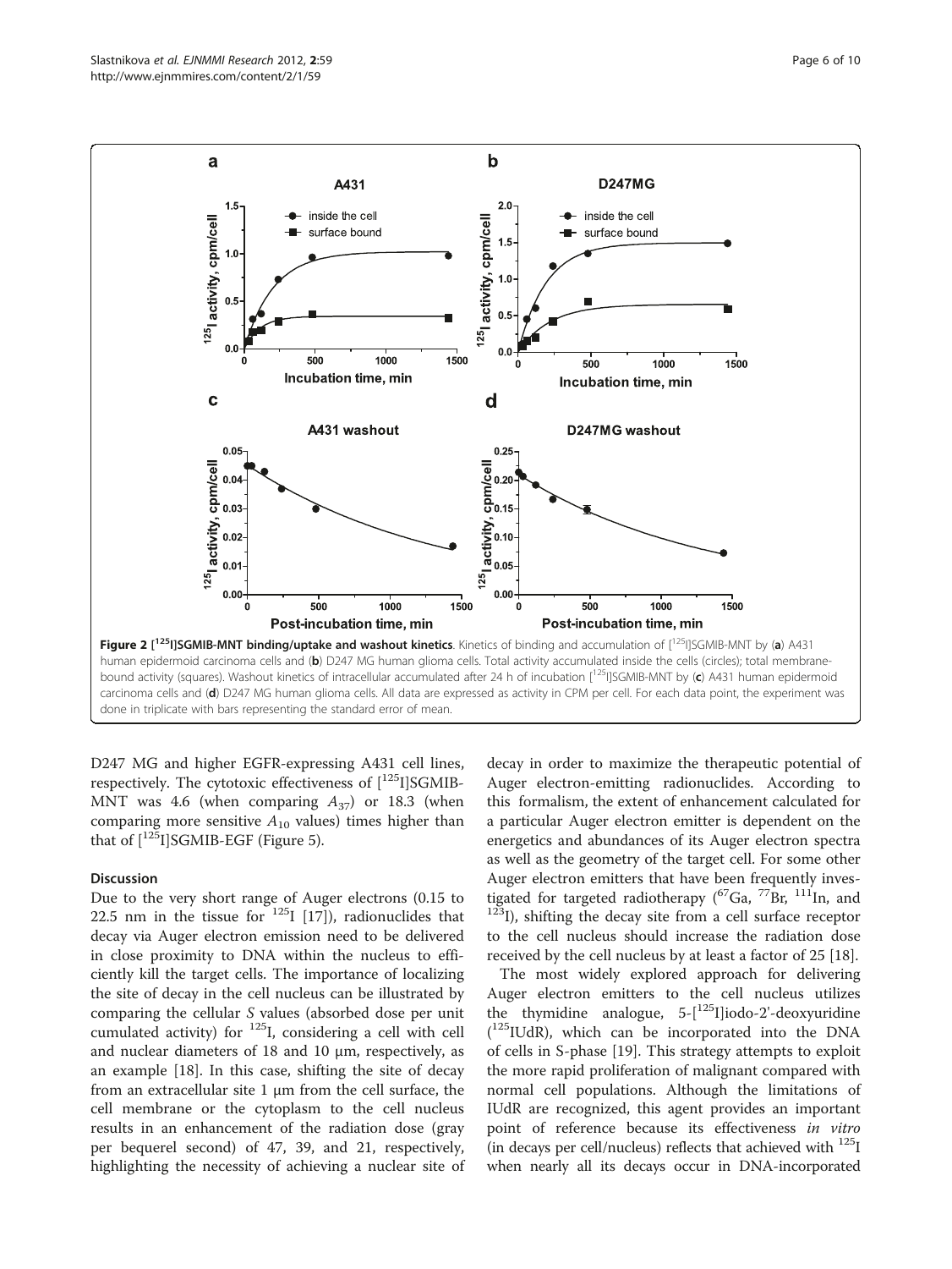**Figure 2 [$^{125}$I]SGMIB-MNT binding/uptake and washout kinetics**. Kinetics of binding and accumulation of [$^{125}$I]SGMIB-MNT by (**a**) A431 human epidermoid carcinoma cells and (**b**) D247 MG human glioma cells. Total activity accumulated inside the cells (circles); total membrane-bound activity (squares). Washout kinetics of intracellular accumulated after 24 h of incubation [$^{125}$I]SGMIB-MNT by (**c**) A431 human epidermoid carcinoma cells and (**d**) D247 MG human glioma cells. All data are expressed as activity in CPM per cell. For each data point, the experiment was done in triplicate with bars representing the standard error of mean.

D247 MG and higher EGFR-expressing A431 cell lines, respectively. The cytotoxic effectiveness of [$^{125}$I]SGMIB-MNT was 4.6 (when comparing $A_{37}$) or 18.3 (when comparing more sensitive $A_{10}$ values) times higher than that of [$^{125}$I]SGMIB-EGF (Figure 5).

## Discussion

Due to the very short range of Auger electrons (0.15 to 22.5 nm in the tissue for $^{125}$I [17]), radionuclides that decay via Auger electron emission need to be delivered in close proximity to DNA within the nucleus to efficiently kill the target cells. The importance of localizing the site of decay in the cell nucleus can be illustrated by comparing the cellular *S* values (absorbed dose per unit cumulated activity) for $^{125}$I, considering a cell with cell and nuclear diameters of 18 and 10 μm, respectively, as an example [18]. In this case, shifting the site of decay from an extracellular site 1 μm from the cell surface, the cell membrane or the cytoplasm to the cell nucleus results in an enhancement of the radiation dose (gray per bequerel second) of 47, 39, and 21, respectively, highlighting the necessity of achieving a nuclear site of decay in order to maximize the therapeutic potential of Auger electron-emitting radionuclides. According to this formalism, the extent of enhancement calculated for a particular Auger electron emitter is dependent on the energetics and abundances of its Auger electron spectra as well as the geometry of the target cell. For some other Auger electron emitters that have been frequently investigated for targeted radiotherapy ($^{67}$Ga, $^{77}$Br, $^{111}$In, and $^{123}$I), shifting the decay site from a cell surface receptor to the cell nucleus should increase the radiation dose received by the cell nucleus by at least a factor of 25 [18].

The most widely explored approach for delivering Auger electron emitters to the cell nucleus utilizes the thymidine analogue, 5-[$^{125}$I]iodo-2'-deoxyuridine ($^{125}$IUdR), which can be incorporated into the DNA of cells in S-phase [19]. This strategy attempts to exploit the more rapid proliferation of malignant compared with normal cell populations. Although the limitations of IUdR are recognized, this agent provides an important point of reference because its effectiveness *in vitro* (in decays per cell/nucleus) reflects that achieved with $^{125}$I when nearly all its decays occur in DNA-incorporated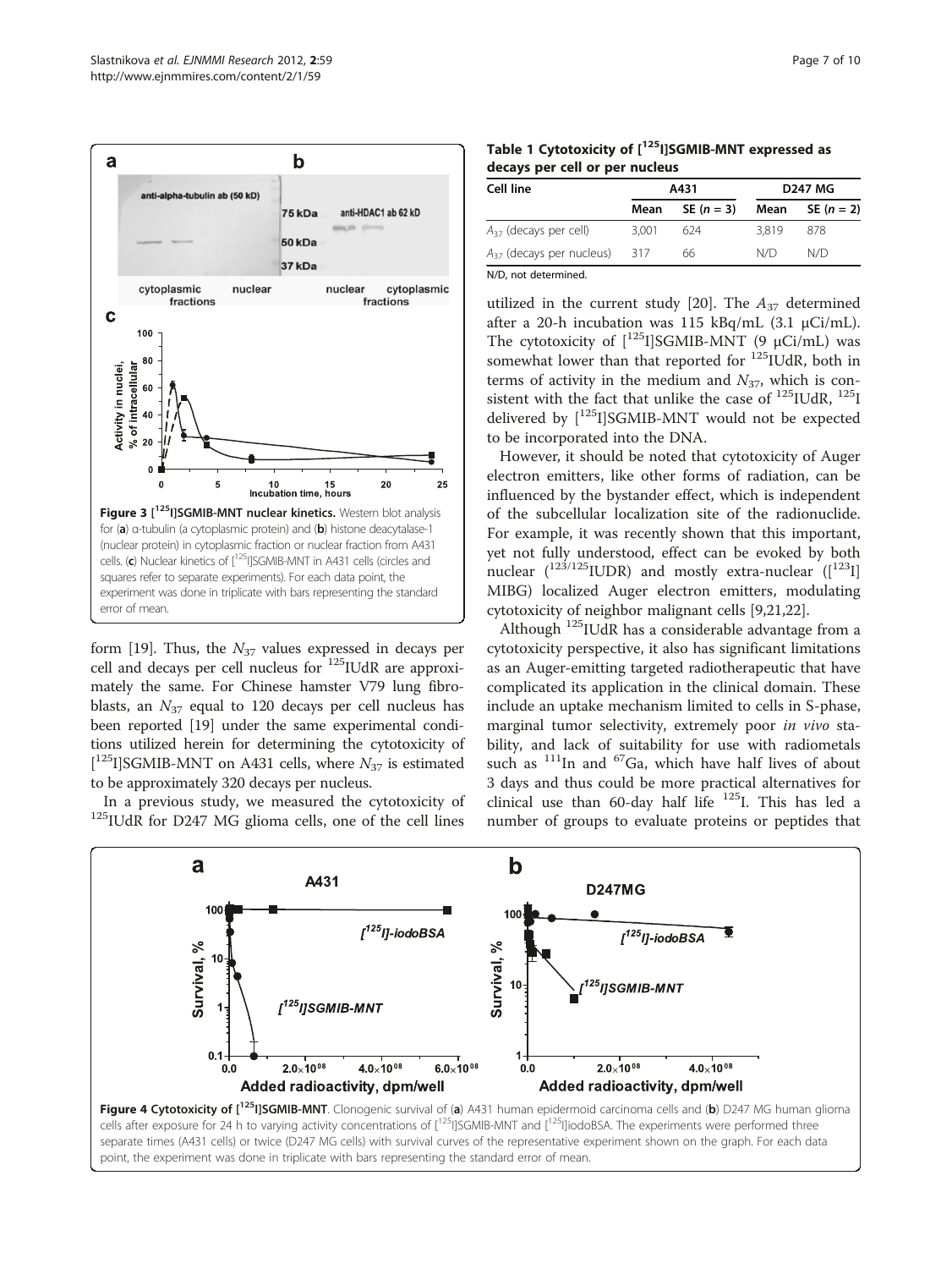**Figure 3 [$^{125}$I]SGMIB-MNT nuclear kinetics.** Western blot analysis for (**a**) α-tubulin (a cytoplasmic protein) and (**b**) histone deacytalase-1 (nuclear protein) in cytoplasmic fraction or nuclear fraction from A431 cells. (**c**) Nuclear kinetics of [$^{125}$I]SGMIB-MNT in A431 cells (circles and squares refer to separate experiments). For each data point, the experiment was done in triplicate with bars representing the standard error of mean.

form [19]. Thus, the $N_{37}$ values expressed in decays per cell and decays per cell nucleus for $^{125}$IUdR are approximately the same. For Chinese hamster V79 lung fibroblasts, an $N_{37}$ equal to 120 decays per cell nucleus has been reported [19] under the same experimental conditions utilized herein for determining the cytotoxicity of [$^{125}$I]SGMIB-MNT on A431 cells, where $N_{37}$ is estimated to be approximately 320 decays per nucleus.

In a previous study, we measured the cytotoxicity of $^{125}$IUdR for D247 MG glioma cells, one of the cell lines

**Table 1 Cytotoxicity of [$^{125}$I]SGMIB-MNT expressed as decays per cell or per nucleus**

| Cell line | A431 | | D247 MG | |
|---|---|---|---|---|
| | Mean | SE ($n$ = 3) | Mean | SE ($n$ = 2) |
| $A_{37}$ (decays per cell) | 3,001 | 624 | 3,819 | 878 |
| $A_{37}$ (decays per nucleus) | 317 | 66 | N/D | N/D |

N/D, not determined.

utilized in the current study [20]. The $A_{37}$ determined after a 20-h incubation was 115 kBq/mL (3.1 μCi/mL). The cytotoxicity of [$^{125}$I]SGMIB-MNT (9 μCi/mL) was somewhat lower than that reported for $^{125}$IUdR, both in terms of activity in the medium and $N_{37}$, which is consistent with the fact that unlike the case of $^{125}$IUdR, $^{125}$I delivered by [$^{125}$I]SGMIB-MNT would not be expected to be incorporated into the DNA.

However, it should be noted that cytotoxicity of Auger electron emitters, like other forms of radiation, can be influenced by the bystander effect, which is independent of the subcellular localization site of the radionuclide. For example, it was recently shown that this important, yet not fully understood, effect can be evoked by both nuclear ($^{123/125}$IUDR) and mostly extra-nuclear ([$^{123}$I] MIBG) localized Auger electron emitters, modulating cytotoxicity of neighbor malignant cells [9,21,22].

Although $^{125}$IUdR has a considerable advantage from a cytotoxicity perspective, it also has significant limitations as an Auger-emitting targeted radiotherapeutic that have complicated its application in the clinical domain. These include an uptake mechanism limited to cells in S-phase, marginal tumor selectivity, extremely poor *in vivo* stability, and lack of suitability for use with radiometals such as $^{111}$In and $^{67}$Ga, which have half lives of about 3 days and thus could be more practical alternatives for clinical use than 60-day half life $^{125}$I. This has led a number of groups to evaluate proteins or peptides that

**Figure 4 Cytotoxicity of [$^{125}$I]SGMIB-MNT**. Clonogenic survival of (**a**) A431 human epidermoid carcinoma cells and (**b**) D247 MG human glioma cells after exposure for 24 h to varying activity concentrations of [$^{125}$I]SGMIB-MNT and [$^{125}$I]iodoBSA. The experiments were performed three separate times (A431 cells) or twice (D247 MG cells) with survival curves of the representative experiment shown on the graph. For each data point, the experiment was done in triplicate with bars representing the standard error of mean.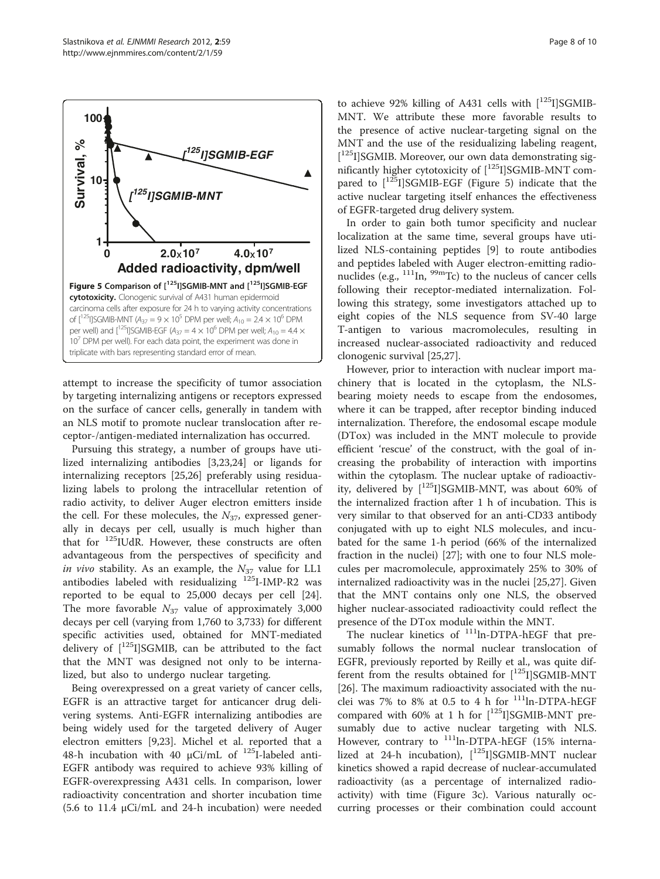**Figure 5 Comparison of [$^{125}$I]SGMIB-MNT and [$^{125}$I]SGMIB-EGF cytotoxicity.** Clonogenic survival of A431 human epidermoid carcinoma cells after exposure for 24 h to varying activity concentrations of [$^{125}$I]SGMIB-MNT ($A_{37} = 9 \times 10^5$ DPM per well; $A_{10} = 2.4 \times 10^6$ DPM per well) and [$^{125}$I]SGMIB-EGF ($A_{37} = 4 \times 10^6$ DPM per well; $A_{10} = 4.4 \times 10^7$ DPM per well). For each data point, the experiment was done in triplicate with bars representing standard error of mean.

attempt to increase the specificity of tumor association by targeting internalizing antigens or receptors expressed on the surface of cancer cells, generally in tandem with an NLS motif to promote nuclear translocation after receptor-/antigen-mediated internalization has occurred.

Pursuing this strategy, a number of groups have utilized internalizing antibodies [3,23,24] or ligands for internalizing receptors [25,26] preferably using residualizing labels to prolong the intracellular retention of radio activity, to deliver Auger electron emitters inside the cell. For these molecules, the $N_{37}$, expressed generally in decays per cell, usually is much higher than that for $^{125}$IUdR. However, these constructs are often advantageous from the perspectives of specificity and *in vivo* stability. As an example, the $N_{37}$ value for LL1 antibodies labeled with residualizing $^{125}$I-IMP-R2 was reported to be equal to 25,000 decays per cell [24]. The more favorable $N_{37}$ value of approximately 3,000 decays per cell (varying from 1,760 to 3,733) for different specific activities used, obtained for MNT-mediated delivery of [$^{125}$I]SGMIB, can be attributed to the fact that the MNT was designed not only to be internalized, but also to undergo nuclear targeting.

Being overexpressed on a great variety of cancer cells, EGFR is an attractive target for anticancer drug delivering systems. Anti-EGFR internalizing antibodies are being widely used for the targeted delivery of Auger electron emitters [9,23]. Michel et al. reported that a 48-h incubation with 40 μCi/mL of $^{125}$I-labeled anti-EGFR antibody was required to achieve 93% killing of EGFR-overexpressing A431 cells. In comparison, lower radioactivity concentration and shorter incubation time (5.6 to 11.4 μCi/mL and 24-h incubation) were needed to achieve 92% killing of A431 cells with [$^{125}$I]SGMIB-MNT. We attribute these more favorable results to the presence of active nuclear-targeting signal on the MNT and the use of the residualizing labeling reagent, [$^{125}$I]SGMIB. Moreover, our own data demonstrating significantly higher cytotoxicity of [$^{125}$I]SGMIB-MNT compared to [$^{125}$I]SGMIB-EGF (Figure 5) indicate that the active nuclear targeting itself enhances the effectiveness of EGFR-targeted drug delivery system.

In order to gain both tumor specificity and nuclear localization at the same time, several groups have utilized NLS-containing peptides [9] to route antibodies and peptides labeled with Auger electron-emitting radionuclides (e.g., $^{111}$In, $^{99m}$Tc) to the nucleus of cancer cells following their receptor-mediated internalization. Following this strategy, some investigators attached up to eight copies of the NLS sequence from SV-40 large T-antigen to various macromolecules, resulting in increased nuclear-associated radioactivity and reduced clonogenic survival [25,27].

However, prior to interaction with nuclear import machinery that is located in the cytoplasm, the NLS-bearing moiety needs to escape from the endosomes, where it can be trapped, after receptor binding induced internalization. Therefore, the endosomal escape module (DTox) was included in the MNT molecule to provide efficient 'rescue' of the construct, with the goal of increasing the probability of interaction with importins within the cytoplasm. The nuclear uptake of radioactivity, delivered by [$^{125}$I]SGMIB-MNT, was about 60% of the internalized fraction after 1 h of incubation. This is very similar to that observed for an anti-CD33 antibody conjugated with up to eight NLS molecules, and incubated for the same 1-h period (66% of the internalized fraction in the nuclei) [27]; with one to four NLS molecules per macromolecule, approximately 25% to 30% of internalized radioactivity was in the nuclei [25,27]. Given that the MNT contains only one NLS, the observed higher nuclear-associated radioactivity could reflect the presence of the DTox module within the MNT.

The nuclear kinetics of $^{111}$In-DTPA-hEGF that presumably follows the normal nuclear translocation of EGFR, previously reported by Reilly et al., was quite different from the results obtained for [$^{125}$I]SGMIB-MNT [26]. The maximum radioactivity associated with the nuclei was 7% to 8% at 0.5 to 4 h for $^{111}$In-DTPA-hEGF compared with 60% at 1 h for [$^{125}$I]SGMIB-MNT presumably due to active nuclear targeting with NLS. However, contrary to $^{111}$In-DTPA-hEGF (15% internalized at 24-h incubation), [$^{125}$I]SGMIB-MNT nuclear kinetics showed a rapid decrease of nuclear-accumulated radioactivity (as a percentage of internalized radioactivity) with time (Figure 3c). Various naturally occurring processes or their combination could account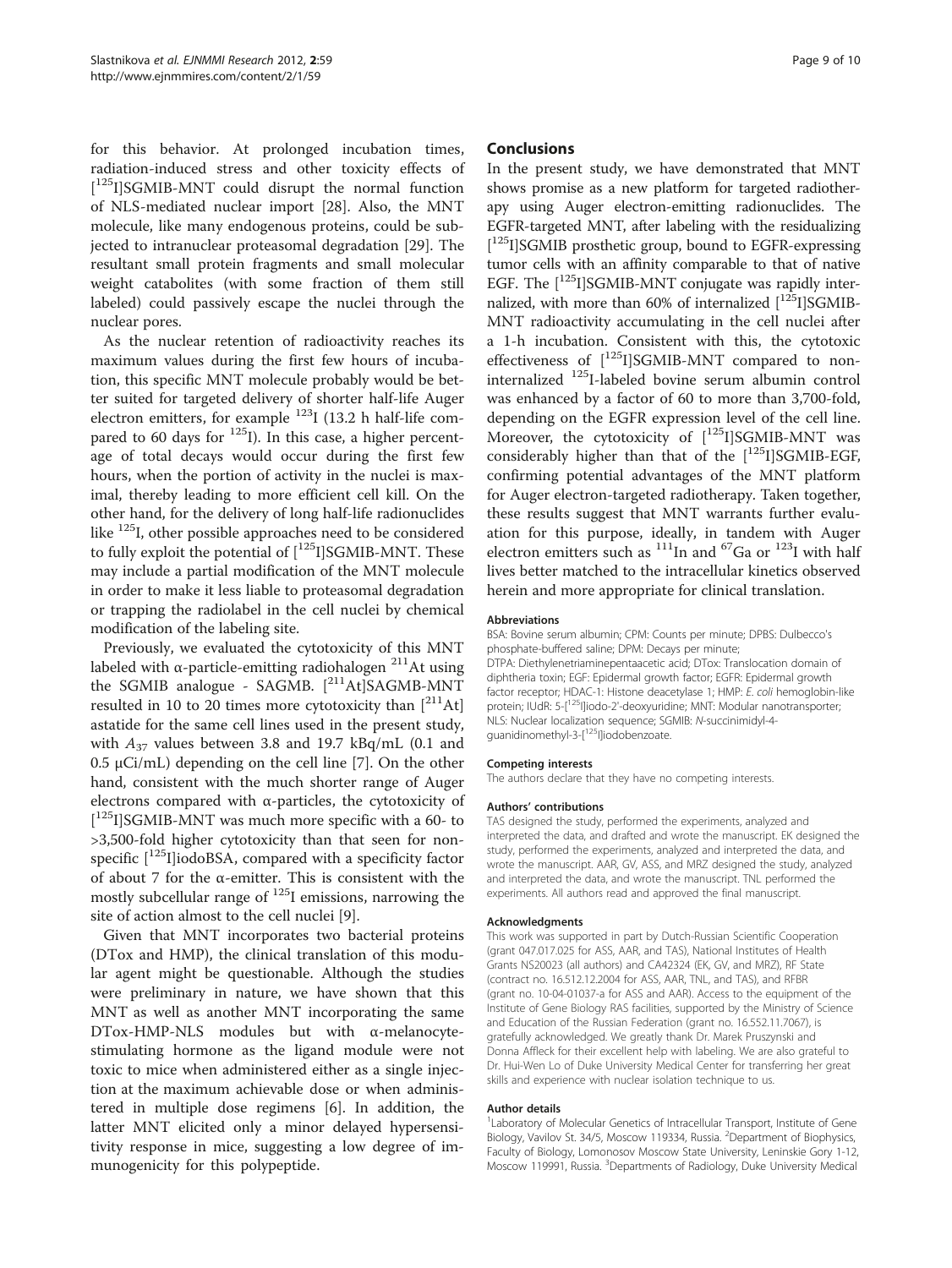for this behavior. At prolonged incubation times, radiation-induced stress and other toxicity effects of [$^{125}$I]SGMIB-MNT could disrupt the normal function of NLS-mediated nuclear import [28]. Also, the MNT molecule, like many endogenous proteins, could be subjected to intranuclear proteasomal degradation [29]. The resultant small protein fragments and small molecular weight catabolites (with some fraction of them still labeled) could passively escape the nuclei through the nuclear pores.

As the nuclear retention of radioactivity reaches its maximum values during the first few hours of incubation, this specific MNT molecule probably would be better suited for targeted delivery of shorter half-life Auger electron emitters, for example $^{123}$I (13.2 h half-life compared to 60 days for $^{125}$I). In this case, a higher percentage of total decays would occur during the first few hours, when the portion of activity in the nuclei is maximal, thereby leading to more efficient cell kill. On the other hand, for the delivery of long half-life radionuclides like $^{125}$I, other possible approaches need to be considered to fully exploit the potential of [$^{125}$I]SGMIB-MNT. These may include a partial modification of the MNT molecule in order to make it less liable to proteasomal degradation or trapping the radiolabel in the cell nuclei by chemical modification of the labeling site.

Previously, we evaluated the cytotoxicity of this MNT labeled with α-particle-emitting radiohalogen $^{211}$At using the SGMIB analogue - SAGMB. [$^{211}$At]SAGMB-MNT resulted in 10 to 20 times more cytotoxicity than [$^{211}$At] astatide for the same cell lines used in the present study, with $A_{37}$ values between 3.8 and 19.7 kBq/mL (0.1 and 0.5 μCi/mL) depending on the cell line [7]. On the other hand, consistent with the much shorter range of Auger electrons compared with α-particles, the cytotoxicity of [$^{125}$I]SGMIB-MNT was much more specific with a 60- to >3,500-fold higher cytotoxicity than that seen for nonspecific [$^{125}$I]iodoBSA, compared with a specificity factor of about 7 for the α-emitter. This is consistent with the mostly subcellular range of $^{125}$I emissions, narrowing the site of action almost to the cell nuclei [9].

Given that MNT incorporates two bacterial proteins (DTox and HMP), the clinical translation of this modular agent might be questionable. Although the studies were preliminary in nature, we have shown that this MNT as well as another MNT incorporating the same DTox-HMP-NLS modules but with α-melanocyte-stimulating hormone as the ligand module were not toxic to mice when administered either as a single injection at the maximum achievable dose or when administered in multiple dose regimens [6]. In addition, the latter MNT elicited only a minor delayed hypersensitivity response in mice, suggesting a low degree of immunogenicity for this polypeptide.

## Conclusions

In the present study, we have demonstrated that MNT shows promise as a new platform for targeted radiotherapy using Auger electron-emitting radionuclides. The EGFR-targeted MNT, after labeling with the residualizing [$^{125}$I]SGMIB prosthetic group, bound to EGFR-expressing tumor cells with an affinity comparable to that of native EGF. The [$^{125}$I]SGMIB-MNT conjugate was rapidly internalized, with more than 60% of internalized [$^{125}$I]SGMIB-MNT radioactivity accumulating in the cell nuclei after a 1-h incubation. Consistent with this, the cytotoxic effectiveness of [$^{125}$I]SGMIB-MNT compared to non-internalized $^{125}$I-labeled bovine serum albumin control was enhanced by a factor of 60 to more than 3,700-fold, depending on the EGFR expression level of the cell line. Moreover, the cytotoxicity of [$^{125}$I]SGMIB-MNT was considerably higher than that of the [$^{125}$I]SGMIB-EGF, confirming potential advantages of the MNT platform for Auger electron-targeted radiotherapy. Taken together, these results suggest that MNT warrants further evaluation for this purpose, ideally, in tandem with Auger electron emitters such as $^{111}$In and $^{67}$Ga or $^{123}$I with half lives better matched to the intracellular kinetics observed herein and more appropriate for clinical translation.

#### Abbreviations

BSA: Bovine serum albumin; CPM: Counts per minute; DPBS: Dulbecco's phosphate-buffered saline; DPM: Decays per minute; DTPA: Diethylenetriaminepentaacetic acid; DTox: Translocation domain of diphtheria toxin; EGF: Epidermal growth factor; EGFR: Epidermal growth factor receptor; HDAC-1: Histone deacetylase 1; HMP: *E. coli* hemoglobin-like protein; IUdR: 5-[$^{125}$I]iodo-2'-deoxyuridine; MNT: Modular nanotransporter; NLS: Nuclear localization sequence; SGMIB: *N*-succinimidyl-4-guanidinomethyl-3-[$^{125}$I]iodobenzoate.

#### Competing interests

The authors declare that they have no competing interests.

#### Authors' contributions

TAS designed the study, performed the experiments, analyzed and interpreted the data, and drafted and wrote the manuscript. EK designed the study, performed the experiments, analyzed and interpreted the data, and wrote the manuscript. AAR, GV, ASS, and MRZ designed the study, analyzed and interpreted the data, and wrote the manuscript. TNL performed the experiments. All authors read and approved the final manuscript.

#### Acknowledgments

This work was supported in part by Dutch-Russian Scientific Cooperation (grant 047.017.025 for ASS, AAR, and TAS), National Institutes of Health Grants NS20023 (all authors) and CA42324 (EK, GV, and MRZ), RF State (contract no. 16.512.12.2004 for ASS, AAR, TNL, and TAS), and RFBR (grant no. 10-04-01037-a for ASS and AAR). Access to the equipment of the Institute of Gene Biology RAS facilities, supported by the Ministry of Science and Education of the Russian Federation (grant no. 16.552.11.7067), is gratefully acknowledged. We greatly thank Dr. Marek Pruszynski and Donna Affleck for their excellent help with labeling. We are also grateful to Dr. Hui-Wen Lo of Duke University Medical Center for transferring her great skills and experience with nuclear isolation technique to us.

#### Author details

[1]Laboratory of Molecular Genetics of Intracellular Transport, Institute of Gene Biology, Vavilov St. 34/5, Moscow 119334, Russia. [2]Department of Biophysics, Faculty of Biology, Lomonosov Moscow State University, Leninskie Gory 1-12, Moscow 119991, Russia. [3]Departments of Radiology, Duke University Medical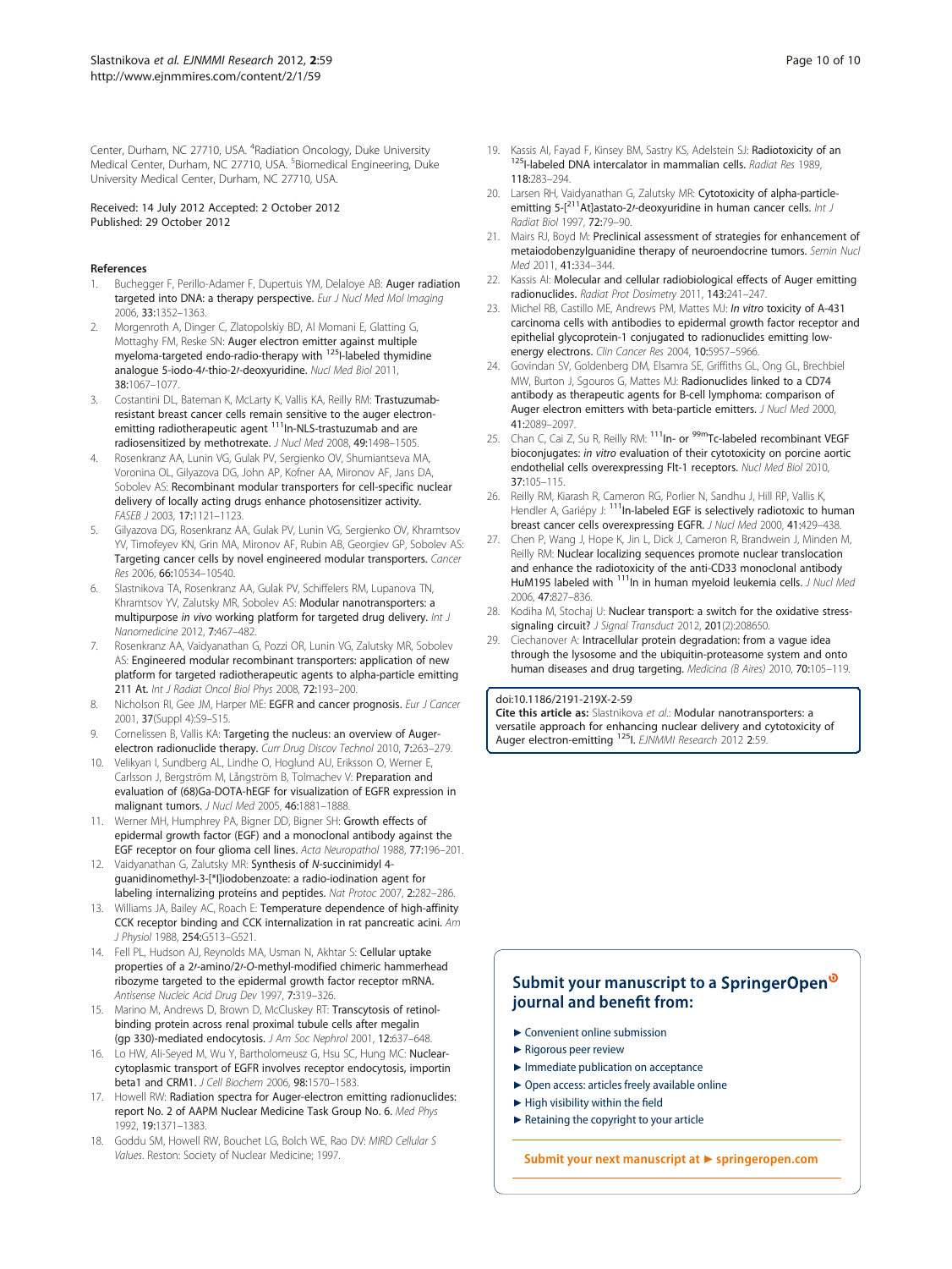Center, Durham, NC 27710, USA. [4]Radiation Oncology, Duke University Medical Center, Durham, NC 27710, USA. [5]Biomedical Engineering, Duke University Medical Center, Durham, NC 27710, USA.

Received: 14 July 2012 Accepted: 2 October 2012
Published: 29 October 2012

## References

1. Buchegger F, Perillo-Adamer F, Dupertuis YM, Delaloye AB: **Auger radiation targeted into DNA: a therapy perspective.** *Eur J Nucl Med Mol Imaging* 2006, **33:**1352–1363.
2. Morgenroth A, Dinger C, Zlatopolskiy BD, Al Momani E, Glatting G, Mottaghy FM, Reske SN: **Auger electron emitter against multiple myeloma-targeted endo-radio-therapy with $^{125}$I-labeled thymidine analogue 5-iodo-4′-thio-2′-deoxyuridine.** *Nucl Med Biol* 2011, **38:**1067–1077.
3. Costantini DL, Bateman K, McLarty K, Vallis KA, Reilly RM: **Trastuzumab-resistant breast cancer cells remain sensitive to the auger electron-emitting radiotherapeutic agent $^{111}$In-NLS-trastuzumab and are radiosensitized by methotrexate.** *J Nucl Med* 2008, **49:**1498–1505.
4. Rosenkranz AA, Lunin VG, Gulak PV, Sergienko OV, Shumiantseva MA, Voronina OL, Gilyazova DG, John AP, Kofner AA, Mironov AF, Jans DA, Sobolev AS: **Recombinant modular transporters for cell-specific nuclear delivery of locally acting drugs enhance photosensitizer activity.** *FASEB J* 2003, **17:**1121–1123.
5. Gilyazova DG, Rosenkranz AA, Gulak PV, Lunin VG, Sergienko OV, Khramtsov YV, Timofeyev KN, Grin MA, Mironov AF, Rubin AB, Georgiev GP, Sobolev AS: **Targeting cancer cells by novel engineered modular transporters.** *Cancer Res* 2006, **66:**10534–10540.
6. Slastnikova TA, Rosenkranz AA, Gulak PV, Schiffelers RM, Lupanova TN, Khramtsov YV, Zalutsky MR, Sobolev AS: **Modular nanotransporters: a multipurpose** ***in vivo*** **working platform for targeted drug delivery.** *Int J Nanomedicine* 2012, **7:**467–482.
7. Rosenkranz AA, Vaidyanathan G, Pozzi OR, Lunin VG, Zalutsky MR, Sobolev AS: **Engineered modular recombinant transporters: application of new platform for targeted radiotherapeutic agents to alpha-particle emitting 211 At.** *Int J Radiat Oncol Biol Phys* 2008, **72:**193–200.
8. Nicholson RI, Gee JM, Harper ME: **EGFR and cancer prognosis.** *Eur J Cancer* 2001, **37**(Suppl 4):S9–S15.
9. Cornelissen B, Vallis KA: **Targeting the nucleus: an overview of Auger-electron radionuclide therapy.** *Curr Drug Discov Technol* 2010, **7:**263–279.
10. Velikyan I, Sundberg AL, Lindhe O, Hoglund AU, Eriksson O, Werner E, Carlsson J, Bergström M, Långström B, Tolmachev V: **Preparation and evaluation of (68)Ga-DOTA-hEGF for visualization of EGFR expression in malignant tumors.** *J Nucl Med* 2005, **46:**1881–1888.
11. Werner MH, Humphrey PA, Bigner DD, Bigner SH: **Growth effects of epidermal growth factor (EGF) and a monoclonal antibody against the EGF receptor on four glioma cell lines.** *Acta Neuropathol* 1988, **77:**196–201.
12. Vaidyanathan G, Zalutsky MR: **Synthesis of** ***N*****-succinimidyl 4-guanidinomethyl-3-[*I]iodobenzoate: a radio-iodination agent for labeling internalizing proteins and peptides.** *Nat Protoc* 2007, **2:**282–286.
13. Williams JA, Bailey AC, Roach E: **Temperature dependence of high-affinity CCK receptor binding and CCK internalization in rat pancreatic acini.** *Am J Physiol* 1988, **254:**G513–G521.
14. Fell PL, Hudson AJ, Reynolds MA, Usman N, Akhtar S: **Cellular uptake properties of a 2′-amino/2′-*O*-methyl-modified chimeric hammerhead ribozyme targeted to the epidermal growth factor receptor mRNA.** *Antisense Nucleic Acid Drug Dev* 1997, **7:**319–326.
15. Marino M, Andrews D, Brown D, McCluskey RT: **Transcytosis of retinol-binding protein across renal proximal tubule cells after megalin (gp 330)-mediated endocytosis.** *J Am Soc Nephrol* 2001, **12:**637–648.
16. Lo HW, Ali-Seyed M, Wu Y, Bartholomeusz G, Hsu SC, Hung MC: **Nuclear-cytoplasmic transport of EGFR involves receptor endocytosis, importin beta1 and CRM1.** *J Cell Biochem* 2006, **98:**1570–1583.
17. Howell RW: **Radiation spectra for Auger-electron emitting radionuclides: report No. 2 of AAPM Nuclear Medicine Task Group No. 6.** *Med Phys* 1992, **19:**1371–1383.
18. Goddu SM, Howell RW, Bouchet LG, Bolch WE, Rao DV: *MIRD Cellular S Values*. Reston: Society of Nuclear Medicine; 1997.
19. Kassis AI, Fayad F, Kinsey BM, Sastry KS, Adelstein SJ: **Radiotoxicity of an $^{125}$I-labeled DNA intercalator in mammalian cells.** *Radiat Res* 1989, **118:**283–294.
20. Larsen RH, Vaidyanathan G, Zalutsky MR: **Cytotoxicity of alpha-particle-emitting 5-[$^{211}$At]astato-2′-deoxyuridine in human cancer cells.** *Int J Radiat Biol* 1997, **72:**79–90.
21. Mairs RJ, Boyd M: **Preclinical assessment of strategies for enhancement of metaiodobenzylguanidine therapy of neuroendocrine tumors.** *Semin Nucl Med* 2011, **41:**334–344.
22. Kassis AI: **Molecular and cellular radiobiological effects of Auger emitting radionuclides.** *Radiat Prot Dosimetry* 2011, **143:**241–247.
23. Michel RB, Castillo ME, Andrews PM, Mattes MJ: ***In vitro*** **toxicity of A-431 carcinoma cells with antibodies to epidermal growth factor receptor and epithelial glycoprotein-1 conjugated to radionuclides emitting low-energy electrons.** *Clin Cancer Res* 2004, **10:**5957–5966.
24. Govindan SV, Goldenberg DM, Elsamra SE, Griffiths GL, Ong GL, Brechbiel MW, Burton J, Sgouros G, Mattes MJ: **Radionuclides linked to a CD74 antibody as therapeutic agents for B-cell lymphoma: comparison of Auger electron emitters with beta-particle emitters.** *J Nucl Med* 2000, **41:**2089–2097.
25. Chan C, Cai Z, Su R, Reilly RM: **$^{111}$In- or $^{99m}$Tc-labeled recombinant VEGF bioconjugates:** ***in vitro*** **evaluation of their cytotoxicity on porcine aortic endothelial cells overexpressing Flt-1 receptors.** *Nucl Med Biol* 2010, **37:**105–115.
26. Reilly RM, Kiarash R, Cameron RG, Porlier N, Sandhu J, Hill RP, Vallis K, Hendler A, Gariépy J: **$^{111}$In-labeled EGF is selectively radiotoxic to human breast cancer cells overexpressing EGFR.** *J Nucl Med* 2000, **41:**429–438.
27. Chen P, Wang J, Hope K, Jin L, Dick J, Cameron R, Brandwein J, Minden M, Reilly RM: **Nuclear localizing sequences promote nuclear translocation and enhance the radiotoxicity of the anti-CD33 monoclonal antibody HuM195 labeled with $^{111}$In in human myeloid leukemia cells.** *J Nucl Med* 2006, **47:**827–836.
28. Kodiha M, Stochaj U: **Nuclear transport: a switch for the oxidative stress-signaling circuit?** *J Signal Transduct* 2012, **201**(2):208650.
29. Ciechanover A: **Intracellular protein degradation: from a vague idea through the lysosome and the ubiquitin-proteasome system and onto human diseases and drug targeting.** *Medicina (B Aires)* 2010, **70:**105–119.

doi:10.1186/2191-219X-2-59
**Cite this article as:** Slastnikova *et al.*: Modular nanotransporters: a versatile approach for enhancing nuclear delivery and cytotoxicity of Auger electron-emitting $^{125}$I. *EJNMMI Research* 2012 **2**:59.

**Submit your manuscript to a SpringerOpen journal and benefit from:**

- ► Convenient online submission
- ► Rigorous peer review
- ► Immediate publication on acceptance
- ► Open access: articles freely available online
- ► High visibility within the field
- ► Retaining the copyright to your article

**Submit your next manuscript at ► springeropen.com**